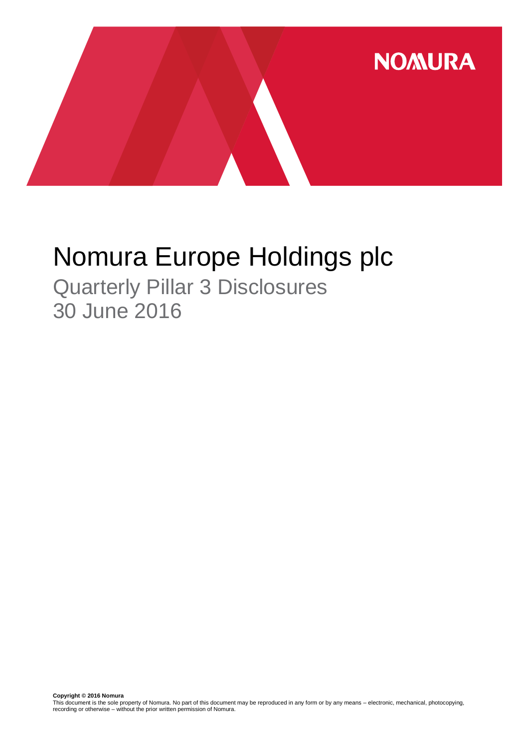NOMURA

# Nomura Europe Holdings plc

## Quarterly Pillar 3 Disclosures
## 30 June 2016

**Copyright © 2016 Nomura**
This document is the sole property of Nomura. No part of this document may be reproduced in any form or by any means – electronic, mechanical, photocopying, recording or otherwise – without the prior written permission of Nomura.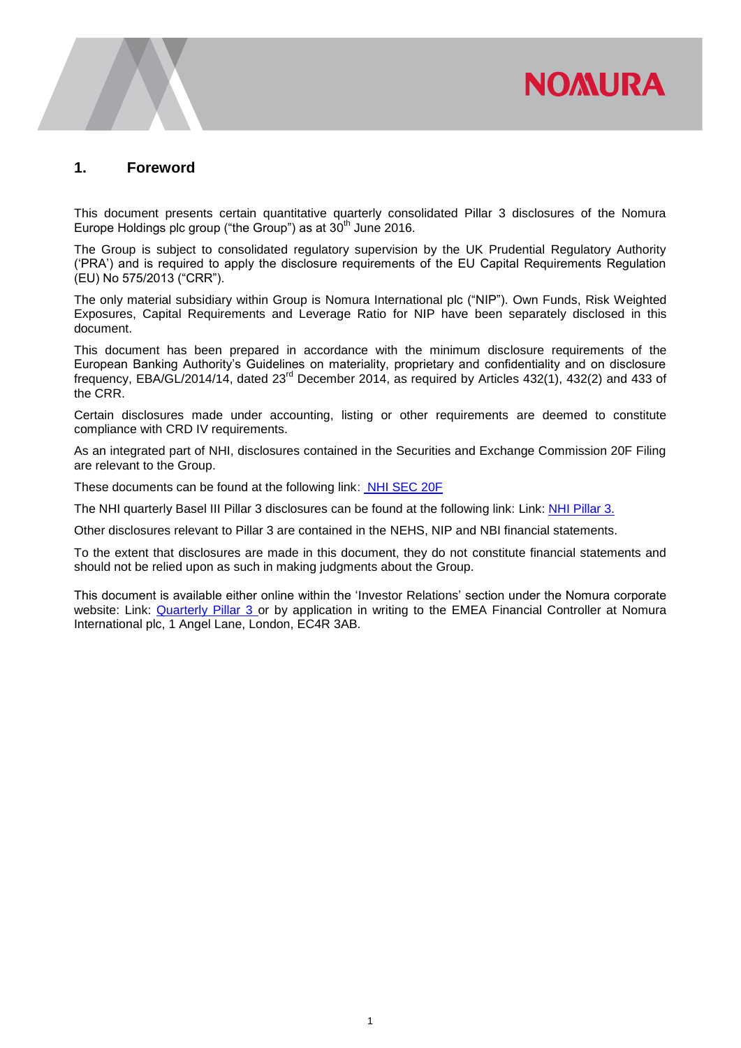## 1. Foreword

This document presents certain quantitative quarterly consolidated Pillar 3 disclosures of the Nomura Europe Holdings plc group ("the Group") as at 30th June 2016.

The Group is subject to consolidated regulatory supervision by the UK Prudential Regulatory Authority ('PRA') and is required to apply the disclosure requirements of the EU Capital Requirements Regulation (EU) No 575/2013 ("CRR").

The only material subsidiary within Group is Nomura International plc ("NIP"). Own Funds, Risk Weighted Exposures, Capital Requirements and Leverage Ratio for NIP have been separately disclosed in this document.

This document has been prepared in accordance with the minimum disclosure requirements of the European Banking Authority's Guidelines on materiality, proprietary and confidentiality and on disclosure frequency, EBA/GL/2014/14, dated 23rd December 2014, as required by Articles 432(1), 432(2) and 433 of the CRR.

Certain disclosures made under accounting, listing or other requirements are deemed to constitute compliance with CRD IV requirements.

As an integrated part of NHI, disclosures contained in the Securities and Exchange Commission 20F Filing are relevant to the Group.

These documents can be found at the following link: NHI SEC 20F

The NHI quarterly Basel III Pillar 3 disclosures can be found at the following link: Link: NHI Pillar 3.

Other disclosures relevant to Pillar 3 are contained in the NEHS, NIP and NBI financial statements.

To the extent that disclosures are made in this document, they do not constitute financial statements and should not be relied upon as such in making judgments about the Group.

This document is available either online within the 'Investor Relations' section under the Nomura corporate website: Link: Quarterly Pillar 3 or by application in writing to the EMEA Financial Controller at Nomura International plc, 1 Angel Lane, London, EC4R 3AB.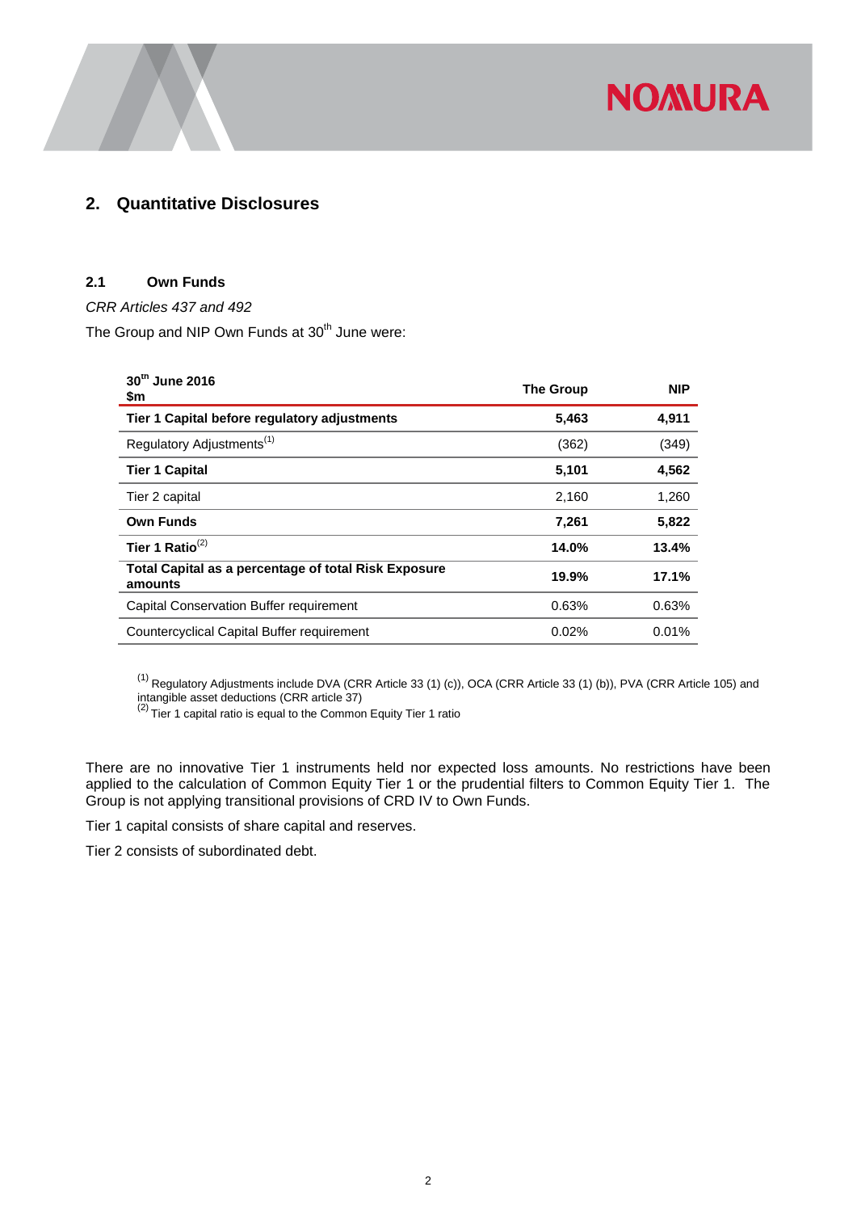## 2. Quantitative Disclosures

### 2.1 Own Funds

*CRR Articles 437 and 492*

The Group and NIP Own Funds at 30th June were:

| 30th June 2016<br>$m | The Group | NIP |
|---|---|---|
| **Tier 1 Capital before regulatory adjustments** | **5,463** | **4,911** |
| Regulatory Adjustments[(1)] | (362) | (349) |
| **Tier 1 Capital** | **5,101** | **4,562** |
| Tier 2 capital | 2,160 | 1,260 |
| **Own Funds** | **7,261** | **5,822** |
| **Tier 1 Ratio**[(2)] | **14.0%** | **13.4%** |
| **Total Capital as a percentage of total Risk Exposure amounts** | **19.9%** | **17.1%** |
| Capital Conservation Buffer requirement | 0.63% | 0.63% |
| Countercyclical Capital Buffer requirement | 0.02% | 0.01% |

[(1)] Regulatory Adjustments include DVA (CRR Article 33 (1) (c)), OCA (CRR Article 33 (1) (b)), PVA (CRR Article 105) and intangible asset deductions (CRR article 37)
[(2)] Tier 1 capital ratio is equal to the Common Equity Tier 1 ratio

There are no innovative Tier 1 instruments held nor expected loss amounts. No restrictions have been applied to the calculation of Common Equity Tier 1 or the prudential filters to Common Equity Tier 1. The Group is not applying transitional provisions of CRD IV to Own Funds.

Tier 1 capital consists of share capital and reserves.

Tier 2 consists of subordinated debt.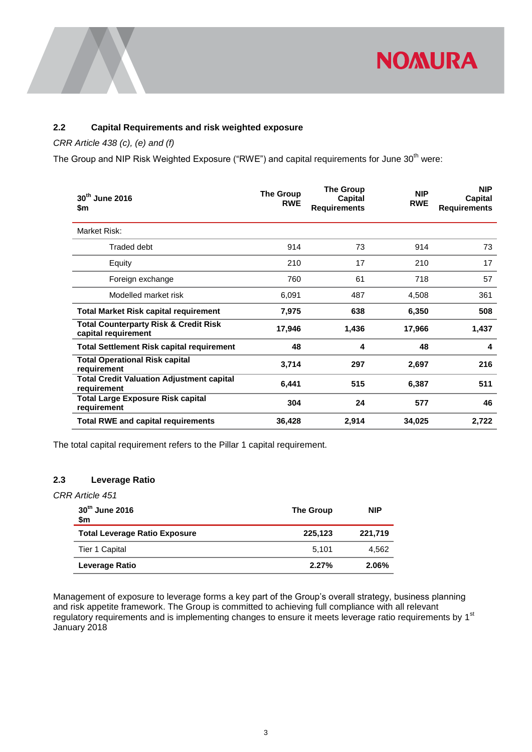## 2.2 Capital Requirements and risk weighted exposure

*CRR Article 438 (c), (e) and (f)*

The Group and NIP Risk Weighted Exposure ("RWE") and capital requirements for June 30th were:

| 30th June 2016 $m | The Group RWE | The Group Capital Requirements | NIP RWE | NIP Capital Requirements |
|---|---|---|---|---|
| Market Risk: | | | | |
| Traded debt | 914 | 73 | 914 | 73 |
| Equity | 210 | 17 | 210 | 17 |
| Foreign exchange | 760 | 61 | 718 | 57 |
| Modelled market risk | 6,091 | 487 | 4,508 | 361 |
| **Total Market Risk capital requirement** | **7,975** | **638** | **6,350** | **508** |
| **Total Counterparty Risk & Credit Risk capital requirement** | **17,946** | **1,436** | **17,966** | **1,437** |
| **Total Settlement Risk capital requirement** | **48** | **4** | **48** | **4** |
| **Total Operational Risk capital requirement** | **3,714** | **297** | **2,697** | **216** |
| **Total Credit Valuation Adjustment capital requirement** | **6,441** | **515** | **6,387** | **511** |
| **Total Large Exposure Risk capital requirement** | **304** | **24** | **577** | **46** |
| **Total RWE and capital requirements** | **36,428** | **2,914** | **34,025** | **2,722** |

The total capital requirement refers to the Pillar 1 capital requirement.

## 2.3 Leverage Ratio

*CRR Article 451*

| 30th June 2016 $m | The Group | NIP |
|---|---|---|
| **Total Leverage Ratio Exposure** | **225,123** | **221,719** |
| Tier 1 Capital | 5,101 | 4,562 |
| **Leverage Ratio** | **2.27%** | **2.06%** |

Management of exposure to leverage forms a key part of the Group's overall strategy, business planning and risk appetite framework. The Group is committed to achieving full compliance with all relevant regulatory requirements and is implementing changes to ensure it meets leverage ratio requirements by 1st January 2018